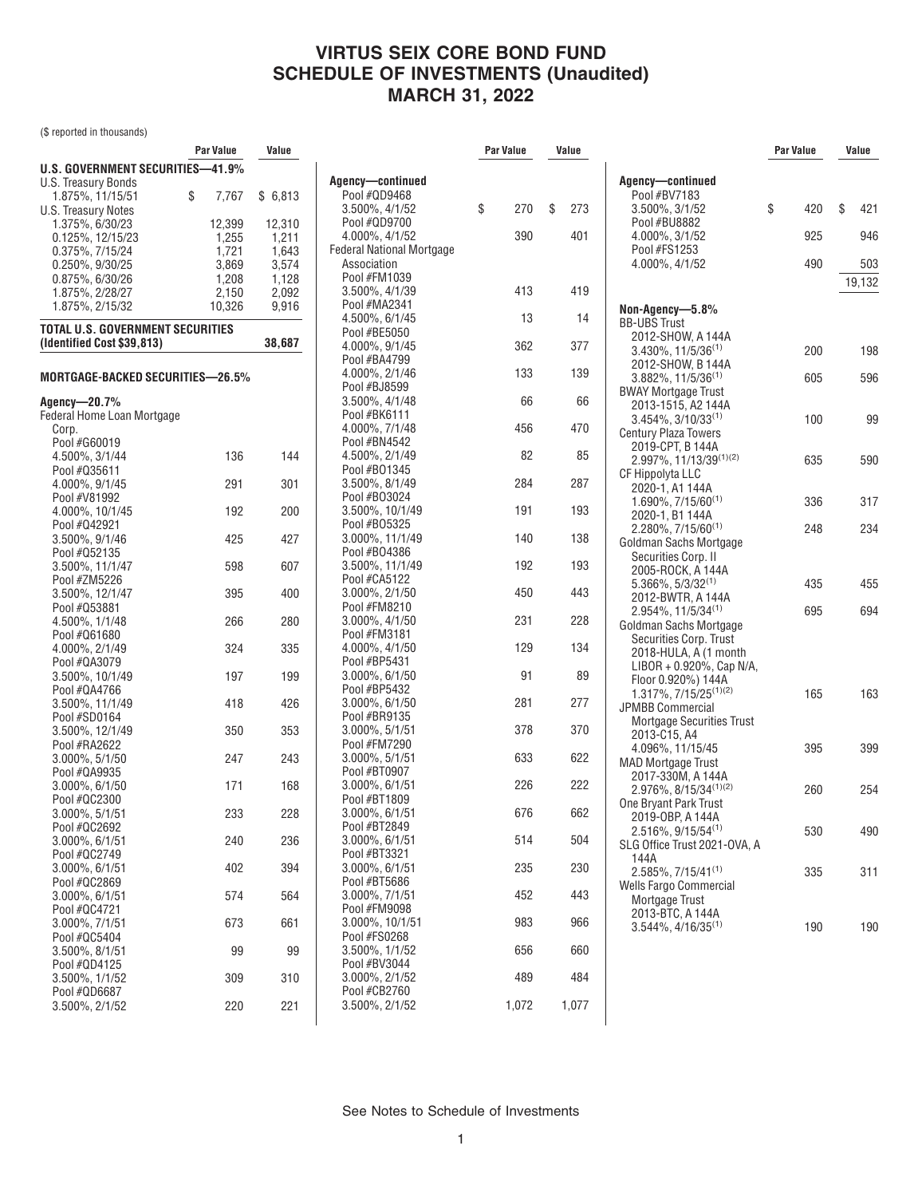# VIRTUS SEIX CORE BOND FUND
# SCHEDULE OF INVESTMENTS (Unaudited)
# MARCH 31, 2022

($ reported in thousands)

| | Par Value | Value |
|---|---|---|
| **U.S. GOVERNMENT SECURITIES—41.9%** | | |
| U.S. Treasury Bonds | | |
| 1.875%, 11/15/51 | $ 7,767 | $ 6,813 |
| U.S. Treasury Notes | | |
| 1.375%, 6/30/23 | 12,399 | 12,310 |
| 0.125%, 12/15/23 | 1,255 | 1,211 |
| 0.375%, 7/15/24 | 1,721 | 1,643 |
| 0.250%, 9/30/25 | 3,869 | 3,574 |
| 0.875%, 6/30/26 | 1,208 | 1,128 |
| 1.875%, 2/28/27 | 2,150 | 2,092 |
| 1.875%, 2/15/32 | 10,326 | 9,916 |
| **TOTAL U.S. GOVERNMENT SECURITIES (Identified Cost $39,813)** | | **38,687** |
| **MORTGAGE-BACKED SECURITIES—26.5%** | | |
| **Agency—20.7%** | | |
| Federal Home Loan Mortgage Corp. | | |
| Pool #G60019 4.500%, 3/1/44 | 136 | 144 |
| Pool #Q35611 4.000%, 9/1/45 | 291 | 301 |
| Pool #V81992 4.000%, 10/1/45 | 192 | 200 |
| Pool #Q42921 3.500%, 9/1/46 | 425 | 427 |
| Pool #Q52135 3.500%, 11/1/47 | 598 | 607 |
| Pool #ZM5226 3.500%, 12/1/47 | 395 | 400 |
| Pool #Q53881 4.500%, 1/1/48 | 266 | 280 |
| Pool #Q61680 4.000%, 2/1/49 | 324 | 335 |
| Pool #QA3079 3.500%, 10/1/49 | 197 | 199 |
| Pool #QA4766 3.500%, 11/1/49 | 418 | 426 |
| Pool #SD0164 3.500%, 12/1/49 | 350 | 353 |
| Pool #RA2622 3.000%, 5/1/50 | 247 | 243 |
| Pool #QA9935 3.000%, 6/1/50 | 171 | 168 |
| Pool #QC2300 3.000%, 5/1/51 | 233 | 228 |
| Pool #QC2692 3.000%, 6/1/51 | 240 | 236 |
| Pool #QC2749 3.000%, 6/1/51 | 402 | 394 |
| Pool #QC2869 3.000%, 6/1/51 | 574 | 564 |
| Pool #QC4721 3.000%, 7/1/51 | 673 | 661 |
| Pool #QC5404 3.500%, 8/1/51 | 99 | 99 |
| Pool #QD4125 3.500%, 1/1/52 | 309 | 310 |
| Pool #QD6687 3.500%, 2/1/52 | 220 | 221 |
| **Agency—continued** | | |
| Pool #QD9468 3.500%, 4/1/52 | $ 270 | $ 273 |
| Pool #QD9700 4.000%, 4/1/52 | 390 | 401 |
| Federal National Mortgage Association | | |
| Pool #FM1039 3.500%, 4/1/39 | 413 | 419 |
| Pool #MA2341 4.500%, 6/1/45 | 13 | 14 |
| Pool #BE5050 4.000%, 9/1/45 | 362 | 377 |
| Pool #BA4799 4.000%, 2/1/46 | 133 | 139 |
| Pool #BJ8599 3.500%, 4/1/48 | 66 | 66 |
| Pool #BK6111 4.000%, 7/1/48 | 456 | 470 |
| Pool #BN4542 4.500%, 2/1/49 | 82 | 85 |
| Pool #BO1345 3.500%, 8/1/49 | 284 | 287 |
| Pool #BO3024 3.500%, 10/1/49 | 191 | 193 |
| Pool #BO5325 3.000%, 11/1/49 | 140 | 138 |
| Pool #BO4386 3.500%, 11/1/49 | 192 | 193 |
| Pool #CA5122 3.000%, 2/1/50 | 450 | 443 |
| Pool #FM8210 3.000%, 4/1/50 | 231 | 228 |
| Pool #FM3181 4.000%, 4/1/50 | 129 | 134 |
| Pool #BP5431 3.000%, 6/1/50 | 91 | 89 |
| Pool #BP5432 3.000%, 6/1/50 | 281 | 277 |
| Pool #BR9135 3.000%, 5/1/51 | 378 | 370 |
| Pool #FM7290 3.000%, 5/1/51 | 633 | 622 |
| Pool #BT0907 3.000%, 6/1/51 | 226 | 222 |
| Pool #BT1809 3.000%, 6/1/51 | 676 | 662 |
| Pool #BT2849 3.000%, 6/1/51 | 514 | 504 |
| Pool #BT3321 3.000%, 6/1/51 | 235 | 230 |
| Pool #BT5686 3.000%, 7/1/51 | 452 | 443 |
| Pool #FM9098 3.000%, 10/1/51 | 983 | 966 |
| Pool #FS0268 3.500%, 1/1/52 | 656 | 660 |
| Pool #BV3044 3.000%, 2/1/52 | 489 | 484 |
| Pool #CB2760 3.500%, 2/1/52 | 1,072 | 1,077 |
| **Agency—continued** | | |
| Pool #BV7183 3.500%, 3/1/52 | $ 420 | $ 421 |
| Pool #BU8882 4.000%, 3/1/52 | 925 | 946 |
| Pool #FS1253 4.000%, 4/1/52 | 490 | 503 |
| | | 19,132 |
| **Non-Agency—5.8%** | | |
| BB-UBS Trust | | |
| 2012-SHOW, A 144A 3.430%, 11/5/36[1] | 200 | 198 |
| 2012-SHOW, B 144A 3.882%, 11/5/36[1] | 605 | 596 |
| BWAY Mortgage Trust 2013-1515, A2 144A 3.454%, 3/10/33[1] | 100 | 99 |
| Century Plaza Towers 2019-CPT, B 144A 2.997%, 11/13/39[1][2] | 635 | 590 |
| CF Hippolyta LLC | | |
| 2020-1, A1 144A 1.690%, 7/15/60[1] | 336 | 317 |
| 2020-1, B1 144A 2.280%, 7/15/60[1] | 248 | 234 |
| Goldman Sachs Mortgage Securities Corp. II | | |
| 2005-ROCK, A 144A 5.366%, 5/3/32[1] | 435 | 455 |
| 2012-BWTR, A 144A 2.954%, 11/5/34[1] | 695 | 694 |
| Goldman Sachs Mortgage Securities Corp. Trust 2018-HULA, A (1 month LIBOR + 0.920%, Cap N/A, Floor 0.920%) 144A 1.317%, 7/15/25[1][2] | 165 | 163 |
| JPMBB Commercial Mortgage Securities Trust 2013-C15, A4 4.096%, 11/15/45 | 395 | 399 |
| MAD Mortgage Trust 2017-330M, A 144A 2.976%, 8/15/34[1][2] | 260 | 254 |
| One Bryant Park Trust 2019-OBP, A 144A 2.516%, 9/15/54[1] | 530 | 490 |
| SLG Office Trust 2021-OVA, A 144A 2.585%, 7/15/41[1] | 335 | 311 |
| Wells Fargo Commercial Mortgage Trust 2013-BTC, A 144A 3.544%, 4/16/35[1] | 190 | 190 |

See Notes to Schedule of Investments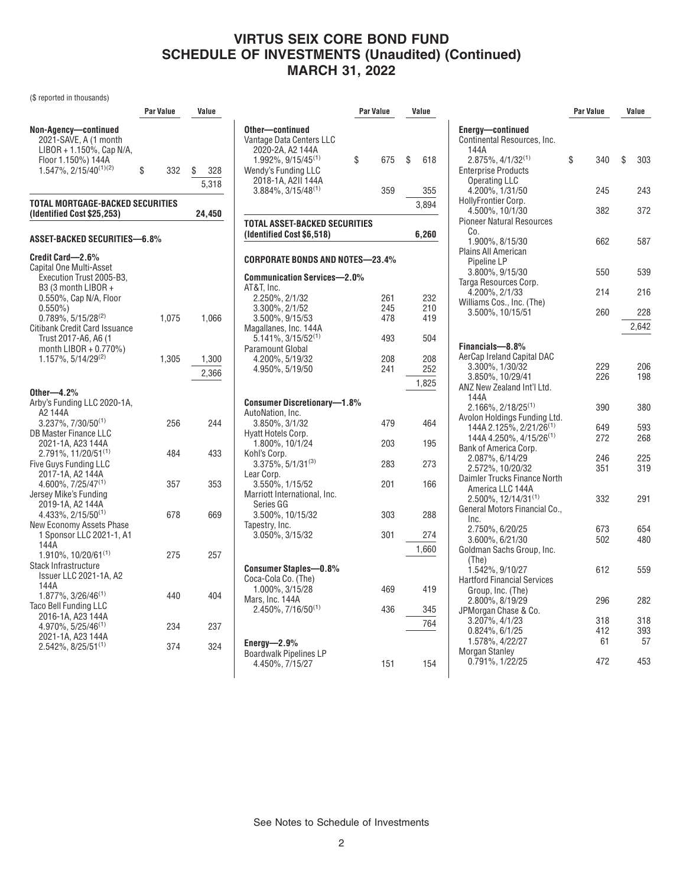# VIRTUS SEIX CORE BOND FUND
# SCHEDULE OF INVESTMENTS (Unaudited) (Continued)
# MARCH 31, 2022

($ reported in thousands)

| | Par Value | Value |
|---|---|---|
| **Non-Agency—continued** | | |
| 2021-SAVE, A (1 month LIBOR + 1.150%, Cap N/A, Floor 1.150%) 144A 1.547%, 2/15/40[1][2] | $ 332 | $ 328 |
| | | 5,318 |
| **TOTAL MORTGAGE-BACKED SECURITIES (Identified Cost $25,253)** | | **24,450** |
| **ASSET-BACKED SECURITIES—6.8%** | | |
| **Credit Card—2.6%** | | |
| Capital One Multi-Asset Execution Trust 2005-B3, B3 (3 month LIBOR + 0.550%, Cap N/A, Floor 0.550%) 0.789%, 5/15/28[2] | 1,075 | 1,066 |
| Citibank Credit Card Issuance Trust 2017-A6, A6 (1 month LIBOR + 0.770%) 1.157%, 5/14/29[2] | 1,305 | 1,300 |
| | | 2,366 |
| **Other—4.2%** | | |
| Arby's Funding LLC 2020-1A, A2 144A 3.237%, 7/30/50[1] | 256 | 244 |
| DB Master Finance LLC 2021-1A, A23 144A 2.791%, 11/20/51[1] | 484 | 433 |
| Five Guys Funding LLC 2017-1A, A2 144A 4.600%, 7/25/47[1] | 357 | 353 |
| Jersey Mike's Funding 2019-1A, A2 144A 4.433%, 2/15/50[1] | 678 | 669 |
| New Economy Assets Phase 1 Sponsor LLC 2021-1, A1 144A 1.910%, 10/20/61[1] | 275 | 257 |
| Stack Infrastructure Issuer LLC 2021-1A, A2 144A 1.877%, 3/26/46[1] | 440 | 404 |
| Taco Bell Funding LLC 2016-1A, A23 144A 4.970%, 5/25/46[1] | 234 | 237 |
| 2021-1A, A23 144A 2.542%, 8/25/51[1] | 374 | 324 |
| **Other—continued** | | |
| Vantage Data Centers LLC 2020-2A, A2 144A 1.992%, 9/15/45[1] | $ 675 | $ 618 |
| Wendy's Funding LLC 2018-1A, A2II 144A 3.884%, 3/15/48[1] | 359 | 355 |
| | | 3,894 |
| **TOTAL ASSET-BACKED SECURITIES (Identified Cost $6,518)** | | **6,260** |
| **CORPORATE BONDS AND NOTES—23.4%** | | |
| **Communication Services—2.0%** | | |
| AT&T, Inc. | | |
| 2.250%, 2/1/32 | 261 | 232 |
| 3.300%, 2/1/52 | 245 | 210 |
| 3.500%, 9/15/53 | 478 | 419 |
| Magallanes, Inc. 144A 5.141%, 3/15/52[1] | 493 | 504 |
| Paramount Global | | |
| 4.200%, 5/19/32 | 208 | 208 |
| 4.950%, 5/19/50 | 241 | 252 |
| | | 1,825 |
| **Consumer Discretionary—1.8%** | | |
| AutoNation, Inc. 3.850%, 3/1/32 | 479 | 464 |
| Hyatt Hotels Corp. 1.800%, 10/1/24 | 203 | 195 |
| Kohl's Corp. 3.375%, 5/1/31[3] | 283 | 273 |
| Lear Corp. 3.550%, 1/15/52 | 201 | 166 |
| Marriott International, Inc. Series GG 3.500%, 10/15/32 | 303 | 288 |
| Tapestry, Inc. 3.050%, 3/15/32 | 301 | 274 |
| | | 1,660 |
| **Consumer Staples—0.8%** | | |
| Coca-Cola Co. (The) 1.000%, 3/15/28 | 469 | 419 |
| Mars, Inc. 144A 2.450%, 7/16/50[1] | 436 | 345 |
| | | 764 |
| **Energy—2.9%** | | |
| Boardwalk Pipelines LP 4.450%, 7/15/27 | 151 | 154 |
| **Energy—continued** | | |
| Continental Resources, Inc. 144A 2.875%, 4/1/32[1] | $ 340 | $ 303 |
| Enterprise Products Operating LLC 4.200%, 1/31/50 | 245 | 243 |
| HollyFrontier Corp. 4.500%, 10/1/30 | 382 | 372 |
| Pioneer Natural Resources Co. 1.900%, 8/15/30 | 662 | 587 |
| Plains All American Pipeline LP 3.800%, 9/15/30 | 550 | 539 |
| Targa Resources Corp. 4.200%, 2/1/33 | 214 | 216 |
| Williams Cos., Inc. (The) 3.500%, 10/15/51 | 260 | 228 |
| | | 2,642 |
| **Financials—8.8%** | | |
| AerCap Ireland Capital DAC | | |
| 3.300%, 1/30/32 | 229 | 206 |
| 3.850%, 10/29/41 | 226 | 198 |
| ANZ New Zealand Int'l Ltd. 144A 2.166%, 2/18/25[1] | 390 | 380 |
| Avolon Holdings Funding Ltd. | | |
| 144A 2.125%, 2/21/26[1] | 649 | 593 |
| 144A 4.250%, 4/15/26[1] | 272 | 268 |
| Bank of America Corp. | | |
| 2.087%, 6/14/29 | 246 | 225 |
| 2.572%, 10/20/32 | 351 | 319 |
| Daimler Trucks Finance North America LLC 144A 2.500%, 12/14/31[1] | 332 | 291 |
| General Motors Financial Co., Inc. | | |
| 2.750%, 6/20/25 | 673 | 654 |
| 3.600%, 6/21/30 | 502 | 480 |
| Goldman Sachs Group, Inc. (The) 1.542%, 9/10/27 | 612 | 559 |
| Hartford Financial Services Group, Inc. (The) 2.800%, 8/19/29 | 296 | 282 |
| JPMorgan Chase & Co. | | |
| 3.207%, 4/1/23 | 318 | 318 |
| 0.824%, 6/1/25 | 412 | 393 |
| 1.578%, 4/22/27 | 61 | 57 |
| Morgan Stanley 0.791%, 1/22/25 | 472 | 453 |

See Notes to Schedule of Investments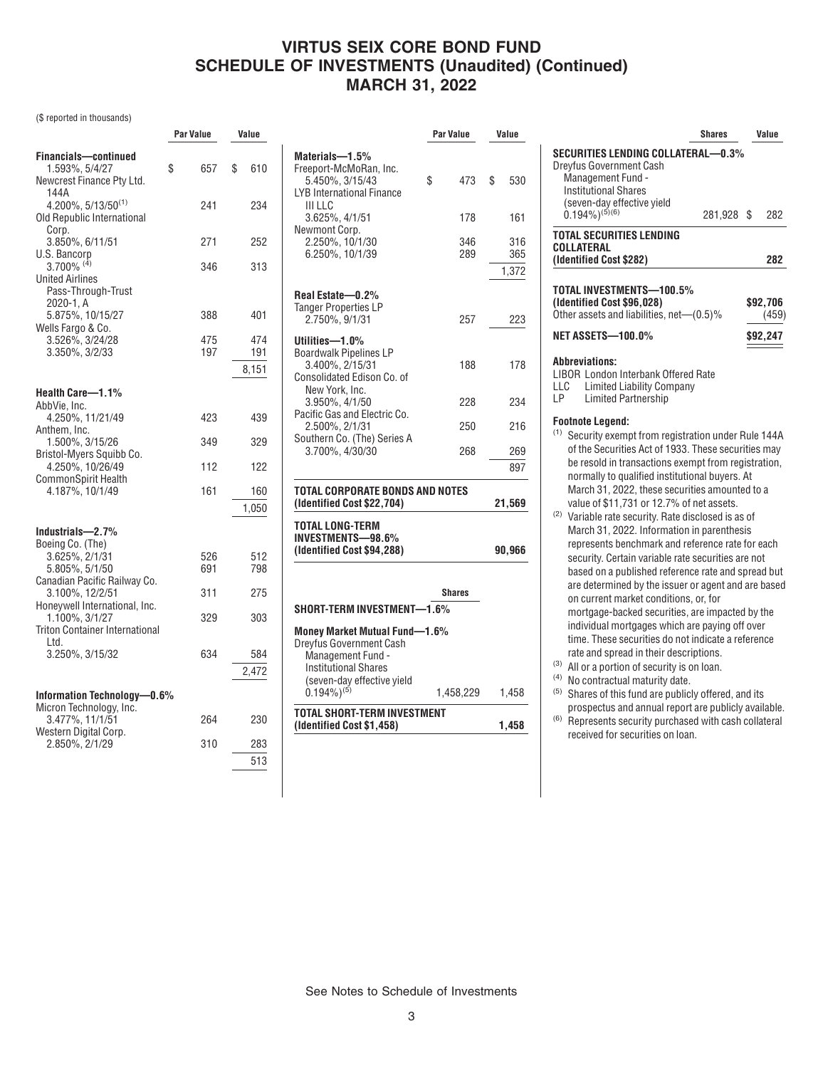# VIRTUS SEIX CORE BOND FUND
## SCHEDULE OF INVESTMENTS (Unaudited) (Continued)
## MARCH 31, 2022

($ reported in thousands)

| | Par Value | Value |
|---|---|---|
| **Financials—continued** | | |
| 1.593%, 5/4/27 | $ 657 | $ 610 |
| Newcrest Finance Pty Ltd. 144A | | |
| 4.200%, 5/13/50[1] | 241 | 234 |
| Old Republic International Corp. | | |
| 3.850%, 6/11/51 | 271 | 252 |
| U.S. Bancorp | | |
| 3.700%[4] | 346 | 313 |
| United Airlines Pass-Through-Trust 2020-1, A | | |
| 5.875%, 10/15/27 | 388 | 401 |
| Wells Fargo & Co. | | |
| 3.526%, 3/24/28 | 475 | 474 |
| 3.350%, 3/2/33 | 197 | 191 |
| | | 8,151 |
| **Health Care—1.1%** | | |
| AbbVie, Inc. | | |
| 4.250%, 11/21/49 | 423 | 439 |
| Anthem, Inc. | | |
| 1.500%, 3/15/26 | 349 | 329 |
| Bristol-Myers Squibb Co. | | |
| 4.250%, 10/26/49 | 112 | 122 |
| CommonSpirit Health | | |
| 4.187%, 10/1/49 | 161 | 160 |
| | | 1,050 |
| **Industrials—2.7%** | | |
| Boeing Co. (The) | | |
| 3.625%, 2/1/31 | 526 | 512 |
| 5.805%, 5/1/50 | 691 | 798 |
| Canadian Pacific Railway Co. | | |
| 3.100%, 12/2/51 | 311 | 275 |
| Honeywell International, Inc. | | |
| 1.100%, 3/1/27 | 329 | 303 |
| Triton Container International Ltd. | | |
| 3.250%, 3/15/32 | 634 | 584 |
| | | 2,472 |
| **Information Technology—0.6%** | | |
| Micron Technology, Inc. | | |
| 3.477%, 11/1/51 | 264 | 230 |
| Western Digital Corp. | | |
| 2.850%, 2/1/29 | 310 | 283 |
| | | 513 |
| **Materials—1.5%** | | |
| Freeport-McMoRan, Inc. | | |
| 5.450%, 3/15/43 | $ 473 | $ 530 |
| LYB International Finance III LLC | | |
| 3.625%, 4/1/51 | 178 | 161 |
| Newmont Corp. | | |
| 2.250%, 10/1/30 | 346 | 316 |
| 6.250%, 10/1/39 | 289 | 365 |
| | | 1,372 |
| **Real Estate—0.2%** | | |
| Tanger Properties LP | | |
| 2.750%, 9/1/31 | 257 | 223 |
| **Utilities—1.0%** | | |
| Boardwalk Pipelines LP | | |
| 3.400%, 2/15/31 | 188 | 178 |
| Consolidated Edison Co. of New York, Inc. | | |
| 3.950%, 4/1/50 | 228 | 234 |
| Pacific Gas and Electric Co. | | |
| 2.500%, 2/1/31 | 250 | 216 |
| Southern Co. (The) Series A | | |
| 3.700%, 4/30/30 | 268 | 269 |
| | | 897 |
| **TOTAL CORPORATE BONDS AND NOTES (Identified Cost $22,704)** | | **21,569** |
| **TOTAL LONG-TERM INVESTMENTS—98.6% (Identified Cost $94,288)** | | **90,966** |

| | Shares | Value |
|---|---|---|
| **SHORT-TERM INVESTMENT—1.6%** | | |
| **Money Market Mutual Fund—1.6%** | | |
| Dreyfus Government Cash Management Fund - Institutional Shares (seven-day effective yield 0.194%)[5] | 1,458,229 | 1,458 |
| **TOTAL SHORT-TERM INVESTMENT (Identified Cost $1,458)** | | **1,458** |
| **SECURITIES LENDING COLLATERAL—0.3%** | | |
| Dreyfus Government Cash Management Fund - Institutional Shares (seven-day effective yield 0.194%)[5][6] | 281,928 | $ 282 |
| **TOTAL SECURITIES LENDING COLLATERAL (Identified Cost $282)** | | **282** |
| **TOTAL INVESTMENTS—100.5% (Identified Cost $96,028)** | | **$92,706** |
| Other assets and liabilities, net—(0.5)% | | (459) |
| **NET ASSETS—100.0%** | | **$92,247** |

**Abbreviations:**

LIBOR London Interbank Offered Rate
LLC Limited Liability Company
LP Limited Partnership

**Footnote Legend:**

[1] Security exempt from registration under Rule 144A of the Securities Act of 1933. These securities may be resold in transactions exempt from registration, normally to qualified institutional buyers. At March 31, 2022, these securities amounted to a value of $11,731 or 12.7% of net assets.

[2] Variable rate security. Rate disclosed is as of March 31, 2022. Information in parenthesis represents benchmark and reference rate for each security. Certain variable rate securities are not based on a published reference rate and spread but are determined by the issuer or agent and are based on current market conditions, or, for mortgage-backed securities, are impacted by the individual mortgages which are paying off over time. These securities do not indicate a reference rate and spread in their descriptions.

[3] All or a portion of security is on loan.

[4] No contractual maturity date.

[5] Shares of this fund are publicly offered, and its prospectus and annual report are publicly available.

[6] Represents security purchased with cash collateral received for securities on loan.

See Notes to Schedule of Investments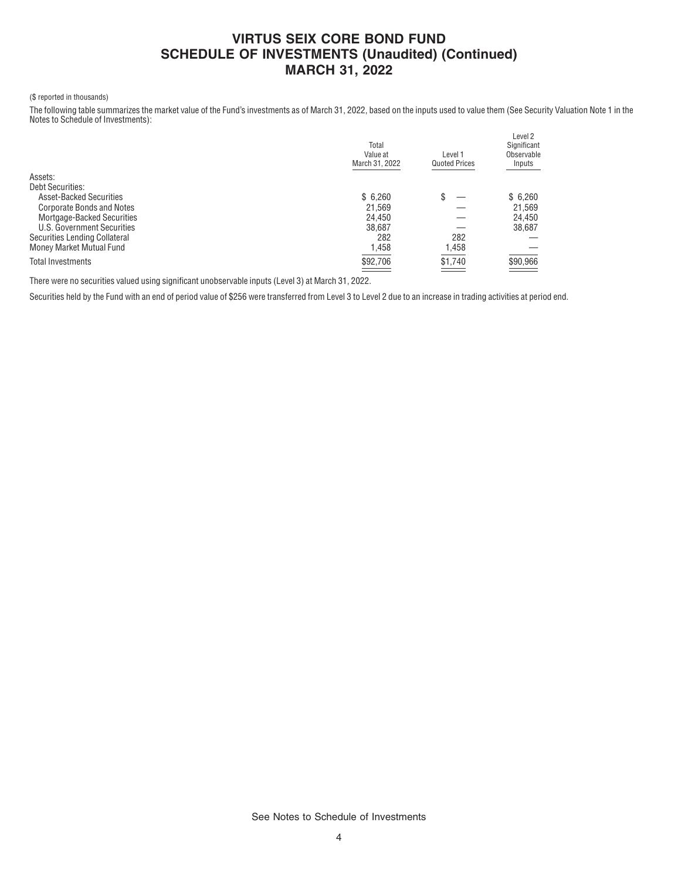# VIRTUS SEIX CORE BOND FUND
## SCHEDULE OF INVESTMENTS (Unaudited) (Continued)
## MARCH 31, 2022

($ reported in thousands)

The following table summarizes the market value of the Fund's investments as of March 31, 2022, based on the inputs used to value them (See Security Valuation Note 1 in the Notes to Schedule of Investments):

| | Total Value at March 31, 2022 | Level 1 Quoted Prices | Level 2 Significant Observable Inputs |
|---|---|---|---|
| Assets: | | | |
| Debt Securities: | | | |
| Asset-Backed Securities | $ 6,260 | $ — | $ 6,260 |
| Corporate Bonds and Notes | 21,569 | — | 21,569 |
| Mortgage-Backed Securities | 24,450 | — | 24,450 |
| U.S. Government Securities | 38,687 | — | 38,687 |
| Securities Lending Collateral | 282 | 282 | — |
| Money Market Mutual Fund | 1,458 | 1,458 | — |
| Total Investments | $92,706 | $1,740 | $90,966 |

There were no securities valued using significant unobservable inputs (Level 3) at March 31, 2022.

Securities held by the Fund with an end of period value of $256 were transferred from Level 3 to Level 2 due to an increase in trading activities at period end.

See Notes to Schedule of Investments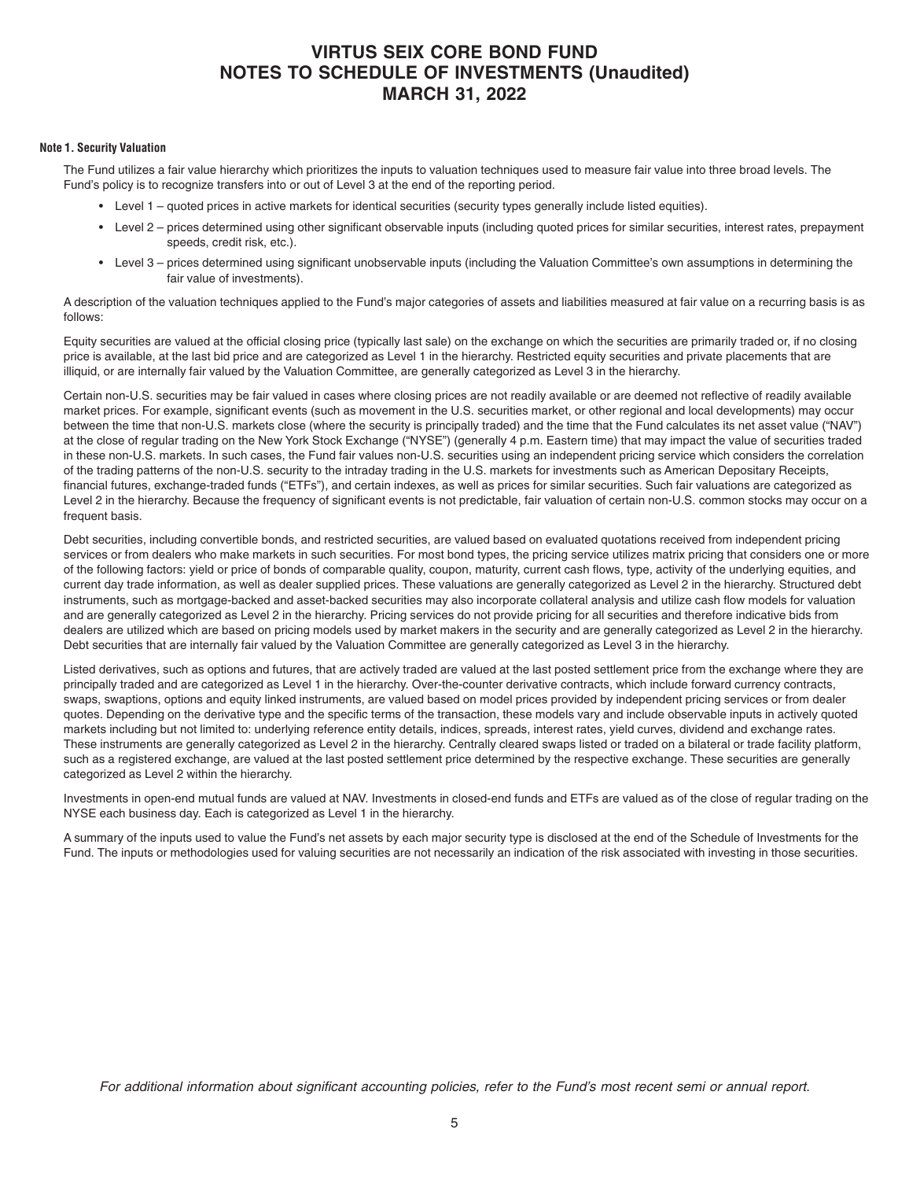# VIRTUS SEIX CORE BOND FUND
# NOTES TO SCHEDULE OF INVESTMENTS (Unaudited)
# MARCH 31, 2022

**Note 1. Security Valuation**

The Fund utilizes a fair value hierarchy which prioritizes the inputs to valuation techniques used to measure fair value into three broad levels. The Fund's policy is to recognize transfers into or out of Level 3 at the end of the reporting period.

- Level 1 – quoted prices in active markets for identical securities (security types generally include listed equities).
- Level 2 – prices determined using other significant observable inputs (including quoted prices for similar securities, interest rates, prepayment speeds, credit risk, etc.).
- Level 3 – prices determined using significant unobservable inputs (including the Valuation Committee's own assumptions in determining the fair value of investments).

A description of the valuation techniques applied to the Fund's major categories of assets and liabilities measured at fair value on a recurring basis is as follows:

Equity securities are valued at the official closing price (typically last sale) on the exchange on which the securities are primarily traded or, if no closing price is available, at the last bid price and are categorized as Level 1 in the hierarchy. Restricted equity securities and private placements that are illiquid, or are internally fair valued by the Valuation Committee, are generally categorized as Level 3 in the hierarchy.

Certain non-U.S. securities may be fair valued in cases where closing prices are not readily available or are deemed not reflective of readily available market prices. For example, significant events (such as movement in the U.S. securities market, or other regional and local developments) may occur between the time that non-U.S. markets close (where the security is principally traded) and the time that the Fund calculates its net asset value ("NAV") at the close of regular trading on the New York Stock Exchange ("NYSE") (generally 4 p.m. Eastern time) that may impact the value of securities traded in these non-U.S. markets. In such cases, the Fund fair values non-U.S. securities using an independent pricing service which considers the correlation of the trading patterns of the non-U.S. security to the intraday trading in the U.S. markets for investments such as American Depositary Receipts, financial futures, exchange-traded funds ("ETFs"), and certain indexes, as well as prices for similar securities. Such fair valuations are categorized as Level 2 in the hierarchy. Because the frequency of significant events is not predictable, fair valuation of certain non-U.S. common stocks may occur on a frequent basis.

Debt securities, including convertible bonds, and restricted securities, are valued based on evaluated quotations received from independent pricing services or from dealers who make markets in such securities. For most bond types, the pricing service utilizes matrix pricing that considers one or more of the following factors: yield or price of bonds of comparable quality, coupon, maturity, current cash flows, type, activity of the underlying equities, and current day trade information, as well as dealer supplied prices. These valuations are generally categorized as Level 2 in the hierarchy. Structured debt instruments, such as mortgage-backed and asset-backed securities may also incorporate collateral analysis and utilize cash flow models for valuation and are generally categorized as Level 2 in the hierarchy. Pricing services do not provide pricing for all securities and therefore indicative bids from dealers are utilized which are based on pricing models used by market makers in the security and are generally categorized as Level 2 in the hierarchy. Debt securities that are internally fair valued by the Valuation Committee are generally categorized as Level 3 in the hierarchy.

Listed derivatives, such as options and futures, that are actively traded are valued at the last posted settlement price from the exchange where they are principally traded and are categorized as Level 1 in the hierarchy. Over-the-counter derivative contracts, which include forward currency contracts, swaps, swaptions, options and equity linked instruments, are valued based on model prices provided by independent pricing services or from dealer quotes. Depending on the derivative type and the specific terms of the transaction, these models vary and include observable inputs in actively quoted markets including but not limited to: underlying reference entity details, indices, spreads, interest rates, yield curves, dividend and exchange rates. These instruments are generally categorized as Level 2 in the hierarchy. Centrally cleared swaps listed or traded on a bilateral or trade facility platform, such as a registered exchange, are valued at the last posted settlement price determined by the respective exchange. These securities are generally categorized as Level 2 within the hierarchy.

Investments in open-end mutual funds are valued at NAV. Investments in closed-end funds and ETFs are valued as of the close of regular trading on the NYSE each business day. Each is categorized as Level 1 in the hierarchy.

A summary of the inputs used to value the Fund's net assets by each major security type is disclosed at the end of the Schedule of Investments for the Fund. The inputs or methodologies used for valuing securities are not necessarily an indication of the risk associated with investing in those securities.

*For additional information about significant accounting policies, refer to the Fund's most recent semi or annual report.*